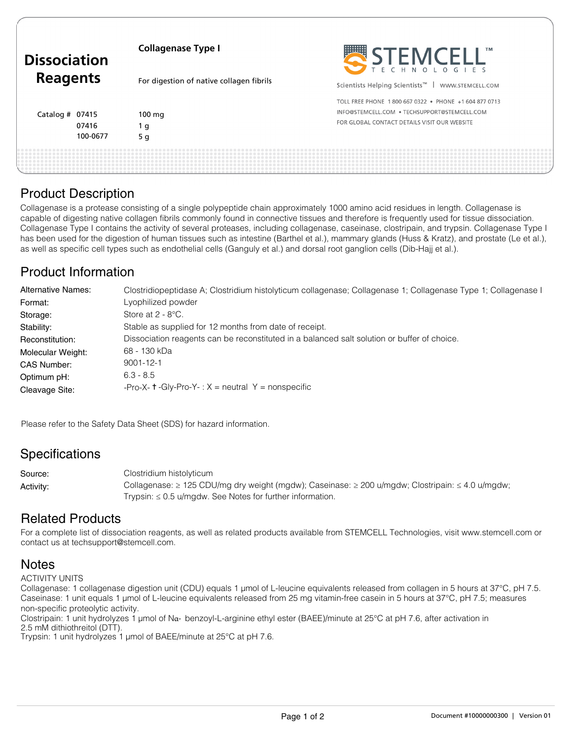# Dissociation Reagents

**Collagenase Type I**

For digestion of native collagen fibrils

| Catalog # | |
|---|---|
| 07415 | 100 mg |
| 07416 | 1 g |
| 100-0677 | 5 g |

STEMCELL™ TECHNOLOGIES

Scientists Helping Scientists™ | WWW.STEMCELL.COM

TOLL FREE PHONE 1 800 667 0322 • PHONE +1 604 877 0713

INFO@STEMCELL.COM • TECHSUPPORT@STEMCELL.COM

FOR GLOBAL CONTACT DETAILS VISIT OUR WEBSITE

## Product Description

Collagenase is a protease consisting of a single polypeptide chain approximately 1000 amino acid residues in length. Collagenase is capable of digesting native collagen fibrils commonly found in connective tissues and therefore is frequently used for tissue dissociation. Collagenase Type I contains the activity of several proteases, including collagenase, caseinase, clostripain, and trypsin. Collagenase Type I has been used for the digestion of human tissues such as intestine (Barthel et al.), mammary glands (Huss & Kratz), and prostate (Le et al.), as well as specific cell types such as endothelial cells (Ganguly et al.) and dorsal root ganglion cells (Dib-Hajj et al.).

## Product Information

| | |
|---|---|
| Alternative Names: | Clostridiopeptidase A; Clostridium histolyticum collagenase; Collagenase 1; Collagenase Type 1; Collagenase I |
| Format: | Lyophilized powder |
| Storage: | Store at 2 - 8°C. |
| Stability: | Stable as supplied for 12 months from date of receipt. |
| Reconstitution: | Dissociation reagents can be reconstituted in a balanced salt solution or buffer of choice. |
| Molecular Weight: | 68 - 130 kDa |
| CAS Number: | 9001-12-1 |
| Optimum pH: | 6.3 - 8.5 |
| Cleavage Site: | -Pro-X- † -Gly-Pro-Y- : X = neutral Y = nonspecific |

Please refer to the Safety Data Sheet (SDS) for hazard information.

## Specifications

| | |
|---|---|
| Source: | Clostridium histolyticum |
| Activity: | Collagenase: ≥ 125 CDU/mg dry weight (mgdw); Caseinase: ≥ 200 u/mgdw; Clostripain: ≤ 4.0 u/mgdw; Trypsin: ≤ 0.5 u/mgdw. See Notes for further information. |

## Related Products

For a complete list of dissociation reagents, as well as related products available from STEMCELL Technologies, visit www.stemcell.com or contact us at techsupport@stemcell.com.

## Notes

ACTIVITY UNITS

Collagenase: 1 collagenase digestion unit (CDU) equals 1 µmol of L-leucine equivalents released from collagen in 5 hours at 37°C, pH 7.5.

Caseinase: 1 unit equals 1 µmol of L-leucine equivalents released from 25 mg vitamin-free casein in 5 hours at 37°C, pH 7.5; measures non-specific proteolytic activity.

Clostripain: 1 unit hydrolyzes 1 µmol of Nα- benzoyl-L-arginine ethyl ester (BAEE)/minute at 25°C at pH 7.6, after activation in 2.5 mM dithiothreitol (DTT).

Trypsin: 1 unit hydrolyzes 1 µmol of BAEE/minute at 25°C at pH 7.6.

Document #10000000300 | Version 01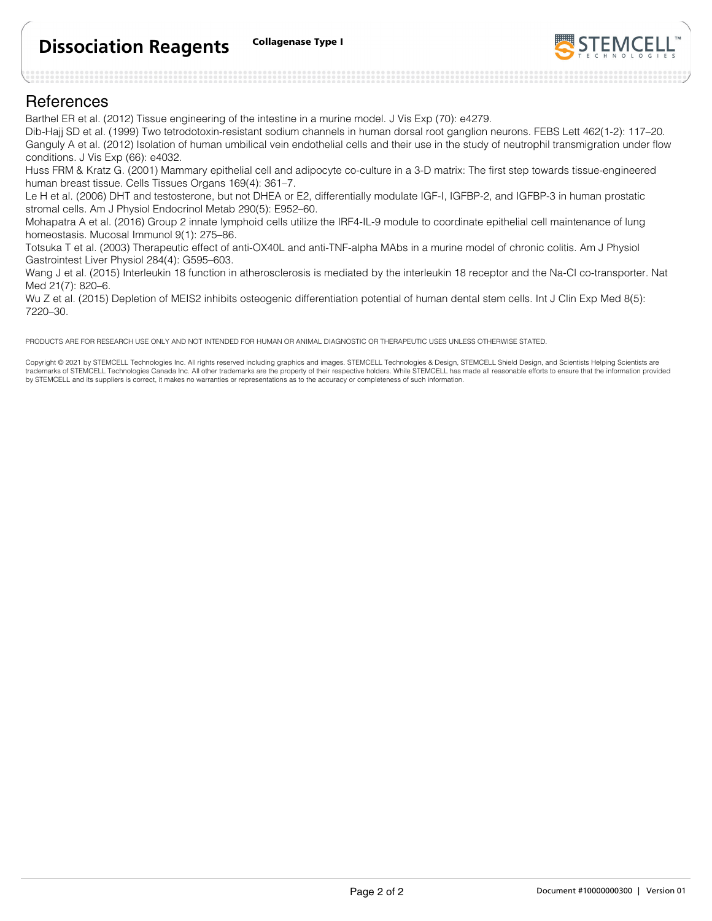## References

Barthel ER et al. (2012) Tissue engineering of the intestine in a murine model. J Vis Exp (70): e4279.

Dib-Hajj SD et al. (1999) Two tetrodotoxin-resistant sodium channels in human dorsal root ganglion neurons. FEBS Lett 462(1-2): 117–20.

Ganguly A et al. (2012) Isolation of human umbilical vein endothelial cells and their use in the study of neutrophil transmigration under flow conditions. J Vis Exp (66): e4032.

Huss FRM & Kratz G. (2001) Mammary epithelial cell and adipocyte co-culture in a 3-D matrix: The first step towards tissue-engineered human breast tissue. Cells Tissues Organs 169(4): 361–7.

Le H et al. (2006) DHT and testosterone, but not DHEA or E2, differentially modulate IGF-I, IGFBP-2, and IGFBP-3 in human prostatic stromal cells. Am J Physiol Endocrinol Metab 290(5): E952–60.

Mohapatra A et al. (2016) Group 2 innate lymphoid cells utilize the IRF4-IL-9 module to coordinate epithelial cell maintenance of lung homeostasis. Mucosal Immunol 9(1): 275–86.

Totsuka T et al. (2003) Therapeutic effect of anti-OX40L and anti-TNF-alpha MAbs in a murine model of chronic colitis. Am J Physiol Gastrointest Liver Physiol 284(4): G595–603.

Wang J et al. (2015) Interleukin 18 function in atherosclerosis is mediated by the interleukin 18 receptor and the Na-Cl co-transporter. Nat Med 21(7): 820–6.

Wu Z et al. (2015) Depletion of MEIS2 inhibits osteogenic differentiation potential of human dental stem cells. Int J Clin Exp Med 8(5): 7220–30.

PRODUCTS ARE FOR RESEARCH USE ONLY AND NOT INTENDED FOR HUMAN OR ANIMAL DIAGNOSTIC OR THERAPEUTIC USES UNLESS OTHERWISE STATED.

Copyright © 2021 by STEMCELL Technologies Inc. All rights reserved including graphics and images. STEMCELL Technologies & Design, STEMCELL Shield Design, and Scientists Helping Scientists are trademarks of STEMCELL Technologies Canada Inc. All other trademarks are the property of their respective holders. While STEMCELL has made all reasonable efforts to ensure that the information provided by STEMCELL and its suppliers is correct, it makes no warranties or representations as to the accuracy or completeness of such information.